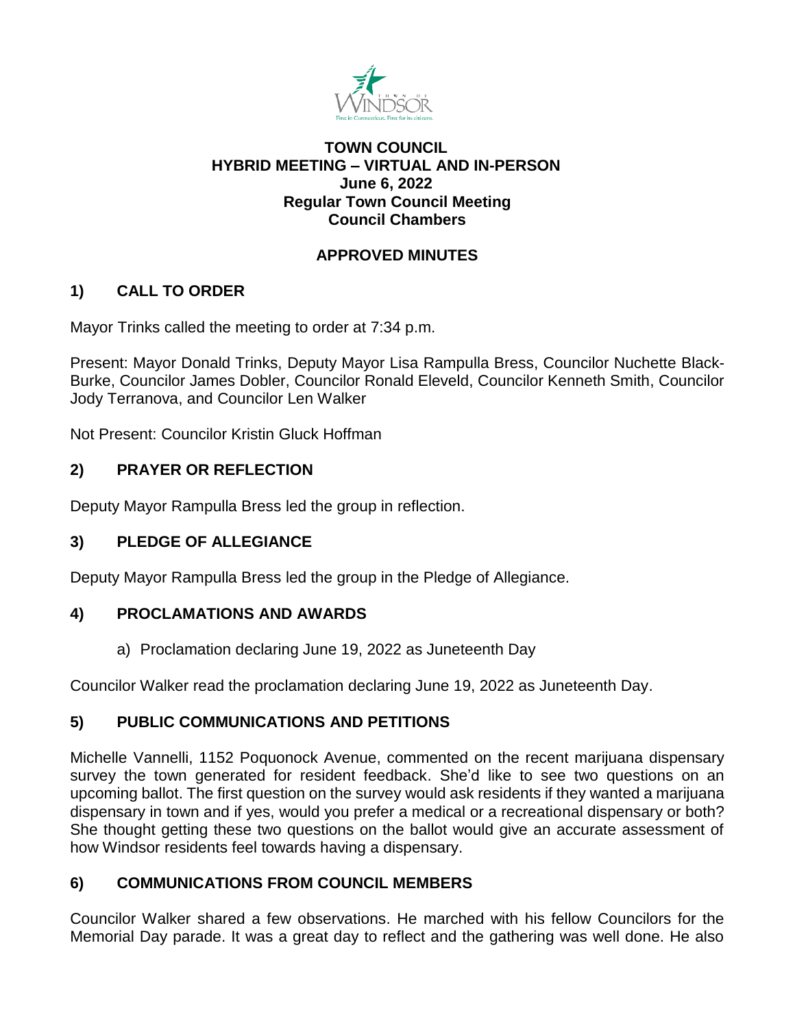# TOWN COUNCIL
## HYBRID MEETING – VIRTUAL AND IN-PERSON
## June 6, 2022
## Regular Town Council Meeting
## Council Chambers

## APPROVED MINUTES

### 1) CALL TO ORDER

Mayor Trinks called the meeting to order at 7:34 p.m.

Present: Mayor Donald Trinks, Deputy Mayor Lisa Rampulla Bress, Councilor Nuchette Black-Burke, Councilor James Dobler, Councilor Ronald Eleveld, Councilor Kenneth Smith, Councilor Jody Terranova, and Councilor Len Walker

Not Present: Councilor Kristin Gluck Hoffman

### 2) PRAYER OR REFLECTION

Deputy Mayor Rampulla Bress led the group in reflection.

### 3) PLEDGE OF ALLEGIANCE

Deputy Mayor Rampulla Bress led the group in the Pledge of Allegiance.

### 4) PROCLAMATIONS AND AWARDS

a) Proclamation declaring June 19, 2022 as Juneteenth Day

Councilor Walker read the proclamation declaring June 19, 2022 as Juneteenth Day.

### 5) PUBLIC COMMUNICATIONS AND PETITIONS

Michelle Vannelli, 1152 Poquonock Avenue, commented on the recent marijuana dispensary survey the town generated for resident feedback. She'd like to see two questions on an upcoming ballot. The first question on the survey would ask residents if they wanted a marijuana dispensary in town and if yes, would you prefer a medical or a recreational dispensary or both? She thought getting these two questions on the ballot would give an accurate assessment of how Windsor residents feel towards having a dispensary.

### 6) COMMUNICATIONS FROM COUNCIL MEMBERS

Councilor Walker shared a few observations. He marched with his fellow Councilors for the Memorial Day parade. It was a great day to reflect and the gathering was well done. He also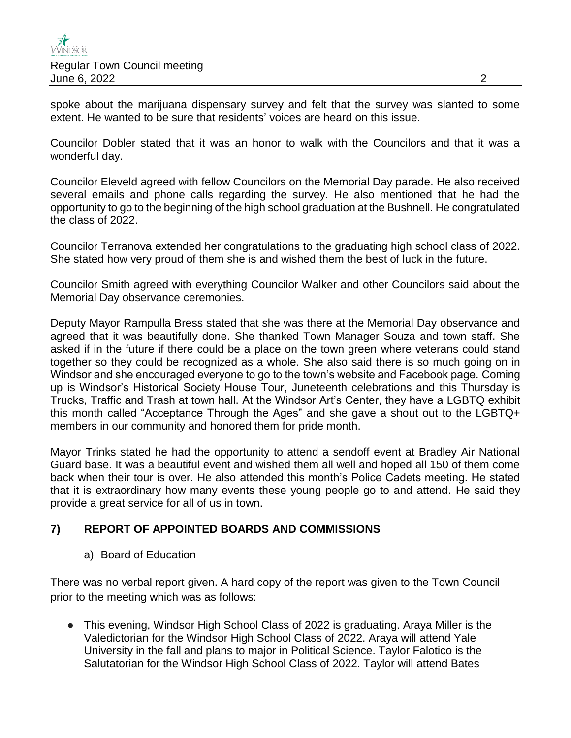spoke about the marijuana dispensary survey and felt that the survey was slanted to some extent. He wanted to be sure that residents' voices are heard on this issue.

Councilor Dobler stated that it was an honor to walk with the Councilors and that it was a wonderful day.

Councilor Eleveld agreed with fellow Councilors on the Memorial Day parade. He also received several emails and phone calls regarding the survey. He also mentioned that he had the opportunity to go to the beginning of the high school graduation at the Bushnell. He congratulated the class of 2022.

Councilor Terranova extended her congratulations to the graduating high school class of 2022. She stated how very proud of them she is and wished them the best of luck in the future.

Councilor Smith agreed with everything Councilor Walker and other Councilors said about the Memorial Day observance ceremonies.

Deputy Mayor Rampulla Bress stated that she was there at the Memorial Day observance and agreed that it was beautifully done. She thanked Town Manager Souza and town staff. She asked if in the future if there could be a place on the town green where veterans could stand together so they could be recognized as a whole. She also said there is so much going on in Windsor and she encouraged everyone to go to the town's website and Facebook page. Coming up is Windsor's Historical Society House Tour, Juneteenth celebrations and this Thursday is Trucks, Traffic and Trash at town hall. At the Windsor Art's Center, they have a LGBTQ exhibit this month called "Acceptance Through the Ages" and she gave a shout out to the LGBTQ+ members in our community and honored them for pride month.

Mayor Trinks stated he had the opportunity to attend a sendoff event at Bradley Air National Guard base. It was a beautiful event and wished them all well and hoped all 150 of them come back when their tour is over. He also attended this month's Police Cadets meeting. He stated that it is extraordinary how many events these young people go to and attend. He said they provide a great service for all of us in town.

## 7) REPORT OF APPOINTED BOARDS AND COMMISSIONS

a) Board of Education

There was no verbal report given. A hard copy of the report was given to the Town Council prior to the meeting which was as follows:

- This evening, Windsor High School Class of 2022 is graduating. Araya Miller is the Valedictorian for the Windsor High School Class of 2022. Araya will attend Yale University in the fall and plans to major in Political Science. Taylor Falotico is the Salutatorian for the Windsor High School Class of 2022. Taylor will attend Bates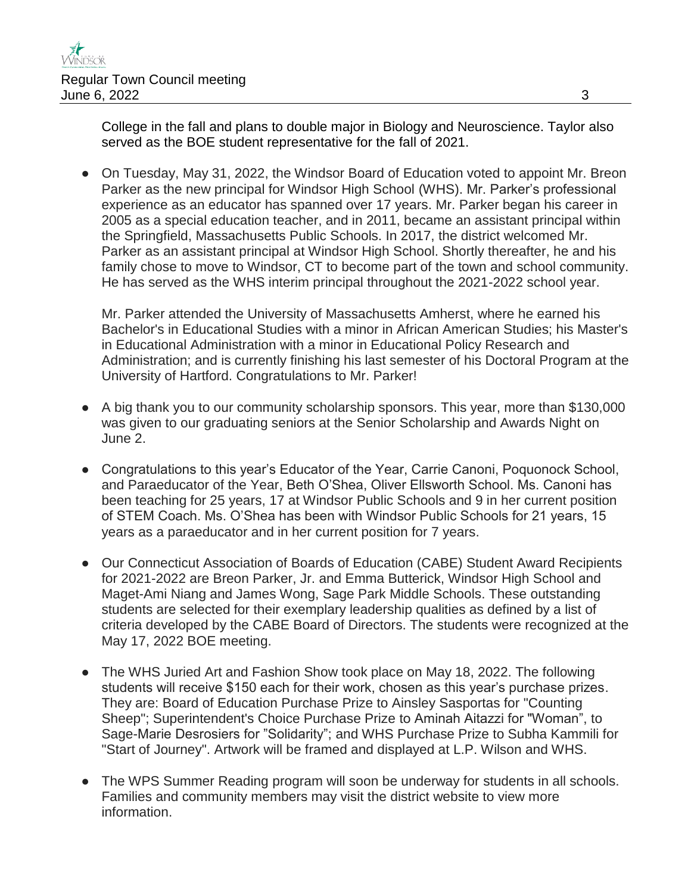College in the fall and plans to double major in Biology and Neuroscience. Taylor also served as the BOE student representative for the fall of 2021.

- On Tuesday, May 31, 2022, the Windsor Board of Education voted to appoint Mr. Breon Parker as the new principal for Windsor High School (WHS). Mr. Parker's professional experience as an educator has spanned over 17 years. Mr. Parker began his career in 2005 as a special education teacher, and in 2011, became an assistant principal within the Springfield, Massachusetts Public Schools. In 2017, the district welcomed Mr. Parker as an assistant principal at Windsor High School. Shortly thereafter, he and his family chose to move to Windsor, CT to become part of the town and school community. He has served as the WHS interim principal throughout the 2021-2022 school year.

  Mr. Parker attended the University of Massachusetts Amherst, where he earned his Bachelor's in Educational Studies with a minor in African American Studies; his Master's in Educational Administration with a minor in Educational Policy Research and Administration; and is currently finishing his last semester of his Doctoral Program at the University of Hartford. Congratulations to Mr. Parker!

- A big thank you to our community scholarship sponsors. This year, more than $130,000 was given to our graduating seniors at the Senior Scholarship and Awards Night on June 2.

- Congratulations to this year's Educator of the Year, Carrie Canoni, Poquonock School, and Paraeducator of the Year, Beth O'Shea, Oliver Ellsworth School. Ms. Canoni has been teaching for 25 years, 17 at Windsor Public Schools and 9 in her current position of STEM Coach. Ms. O'Shea has been with Windsor Public Schools for 21 years, 15 years as a paraeducator and in her current position for 7 years.

- Our Connecticut Association of Boards of Education (CABE) Student Award Recipients for 2021-2022 are Breon Parker, Jr. and Emma Butterick, Windsor High School and Maget-Ami Niang and James Wong, Sage Park Middle Schools. These outstanding students are selected for their exemplary leadership qualities as defined by a list of criteria developed by the CABE Board of Directors. The students were recognized at the May 17, 2022 BOE meeting.

- The WHS Juried Art and Fashion Show took place on May 18, 2022. The following students will receive $150 each for their work, chosen as this year's purchase prizes. They are: Board of Education Purchase Prize to Ainsley Sasportas for "Counting Sheep"; Superintendent's Choice Purchase Prize to Aminah Aitazzi for "Woman", to Sage-Marie Desrosiers for "Solidarity"; and WHS Purchase Prize to Subha Kammili for "Start of Journey". Artwork will be framed and displayed at L.P. Wilson and WHS.

- The WPS Summer Reading program will soon be underway for students in all schools. Families and community members may visit the district website to view more information.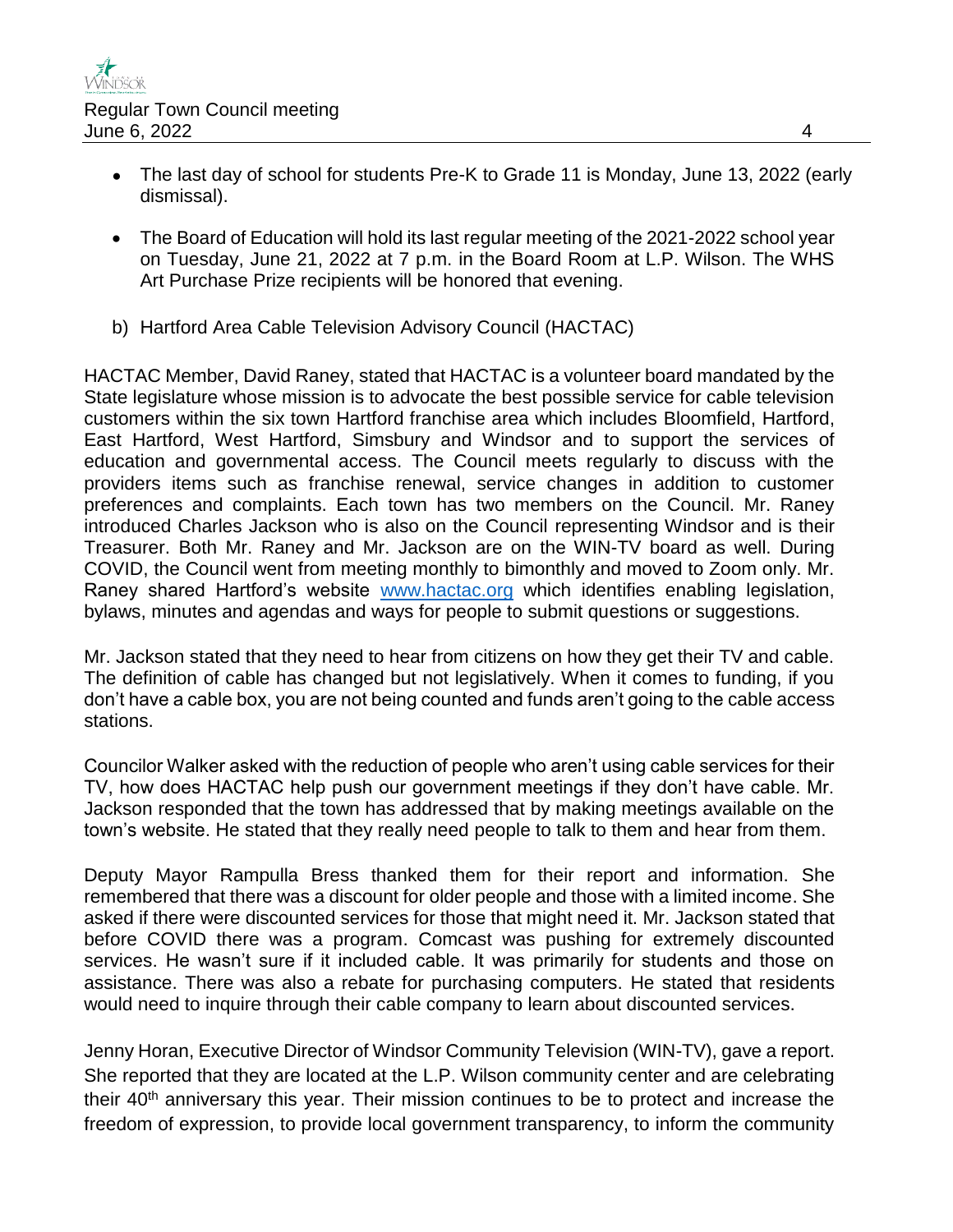- The last day of school for students Pre-K to Grade 11 is Monday, June 13, 2022 (early dismissal).

- The Board of Education will hold its last regular meeting of the 2021-2022 school year on Tuesday, June 21, 2022 at 7 p.m. in the Board Room at L.P. Wilson. The WHS Art Purchase Prize recipients will be honored that evening.

b) Hartford Area Cable Television Advisory Council (HACTAC)

HACTAC Member, David Raney, stated that HACTAC is a volunteer board mandated by the State legislature whose mission is to advocate the best possible service for cable television customers within the six town Hartford franchise area which includes Bloomfield, Hartford, East Hartford, West Hartford, Simsbury and Windsor and to support the services of education and governmental access. The Council meets regularly to discuss with the providers items such as franchise renewal, service changes in addition to customer preferences and complaints. Each town has two members on the Council. Mr. Raney introduced Charles Jackson who is also on the Council representing Windsor and is their Treasurer. Both Mr. Raney and Mr. Jackson are on the WIN-TV board as well. During COVID, the Council went from meeting monthly to bimonthly and moved to Zoom only. Mr. Raney shared Hartford's website [www.hactac.org](http://www.hactac.org) which identifies enabling legislation, bylaws, minutes and agendas and ways for people to submit questions or suggestions.

Mr. Jackson stated that they need to hear from citizens on how they get their TV and cable. The definition of cable has changed but not legislatively. When it comes to funding, if you don't have a cable box, you are not being counted and funds aren't going to the cable access stations.

Councilor Walker asked with the reduction of people who aren't using cable services for their TV, how does HACTAC help push our government meetings if they don't have cable. Mr. Jackson responded that the town has addressed that by making meetings available on the town's website. He stated that they really need people to talk to them and hear from them.

Deputy Mayor Rampulla Bress thanked them for their report and information. She remembered that there was a discount for older people and those with a limited income. She asked if there were discounted services for those that might need it. Mr. Jackson stated that before COVID there was a program. Comcast was pushing for extremely discounted services. He wasn't sure if it included cable. It was primarily for students and those on assistance. There was also a rebate for purchasing computers. He stated that residents would need to inquire through their cable company to learn about discounted services.

Jenny Horan, Executive Director of Windsor Community Television (WIN-TV), gave a report. She reported that they are located at the L.P. Wilson community center and are celebrating their 40th anniversary this year. Their mission continues to be to protect and increase the freedom of expression, to provide local government transparency, to inform the community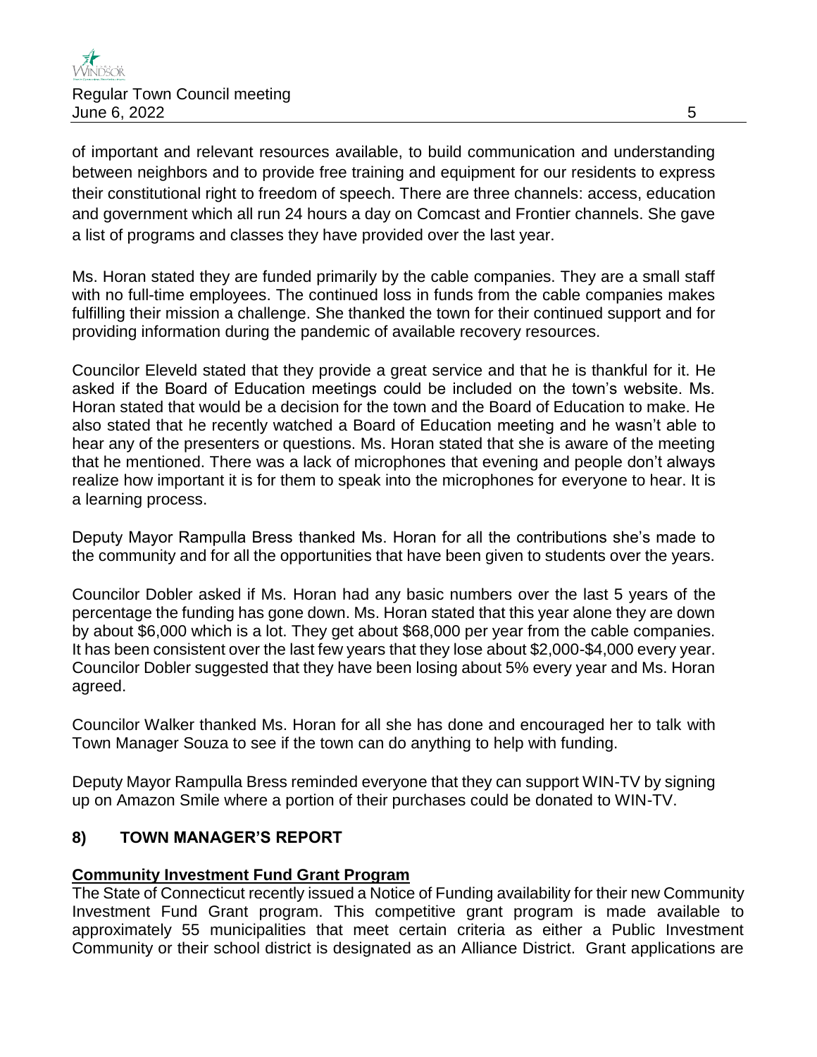of important and relevant resources available, to build communication and understanding between neighbors and to provide free training and equipment for our residents to express their constitutional right to freedom of speech. There are three channels: access, education and government which all run 24 hours a day on Comcast and Frontier channels. She gave a list of programs and classes they have provided over the last year.

Ms. Horan stated they are funded primarily by the cable companies. They are a small staff with no full-time employees. The continued loss in funds from the cable companies makes fulfilling their mission a challenge. She thanked the town for their continued support and for providing information during the pandemic of available recovery resources.

Councilor Eleveld stated that they provide a great service and that he is thankful for it. He asked if the Board of Education meetings could be included on the town's website. Ms. Horan stated that would be a decision for the town and the Board of Education to make. He also stated that he recently watched a Board of Education meeting and he wasn't able to hear any of the presenters or questions. Ms. Horan stated that she is aware of the meeting that he mentioned. There was a lack of microphones that evening and people don't always realize how important it is for them to speak into the microphones for everyone to hear. It is a learning process.

Deputy Mayor Rampulla Bress thanked Ms. Horan for all the contributions she's made to the community and for all the opportunities that have been given to students over the years.

Councilor Dobler asked if Ms. Horan had any basic numbers over the last 5 years of the percentage the funding has gone down. Ms. Horan stated that this year alone they are down by about $6,000 which is a lot. They get about $68,000 per year from the cable companies. It has been consistent over the last few years that they lose about $2,000-$4,000 every year. Councilor Dobler suggested that they have been losing about 5% every year and Ms. Horan agreed.

Councilor Walker thanked Ms. Horan for all she has done and encouraged her to talk with Town Manager Souza to see if the town can do anything to help with funding.

Deputy Mayor Rampulla Bress reminded everyone that they can support WIN-TV by signing up on Amazon Smile where a portion of their purchases could be donated to WIN-TV.

## 8) TOWN MANAGER'S REPORT

**Community Investment Fund Grant Program**

The State of Connecticut recently issued a Notice of Funding availability for their new Community Investment Fund Grant program. This competitive grant program is made available to approximately 55 municipalities that meet certain criteria as either a Public Investment Community or their school district is designated as an Alliance District. Grant applications are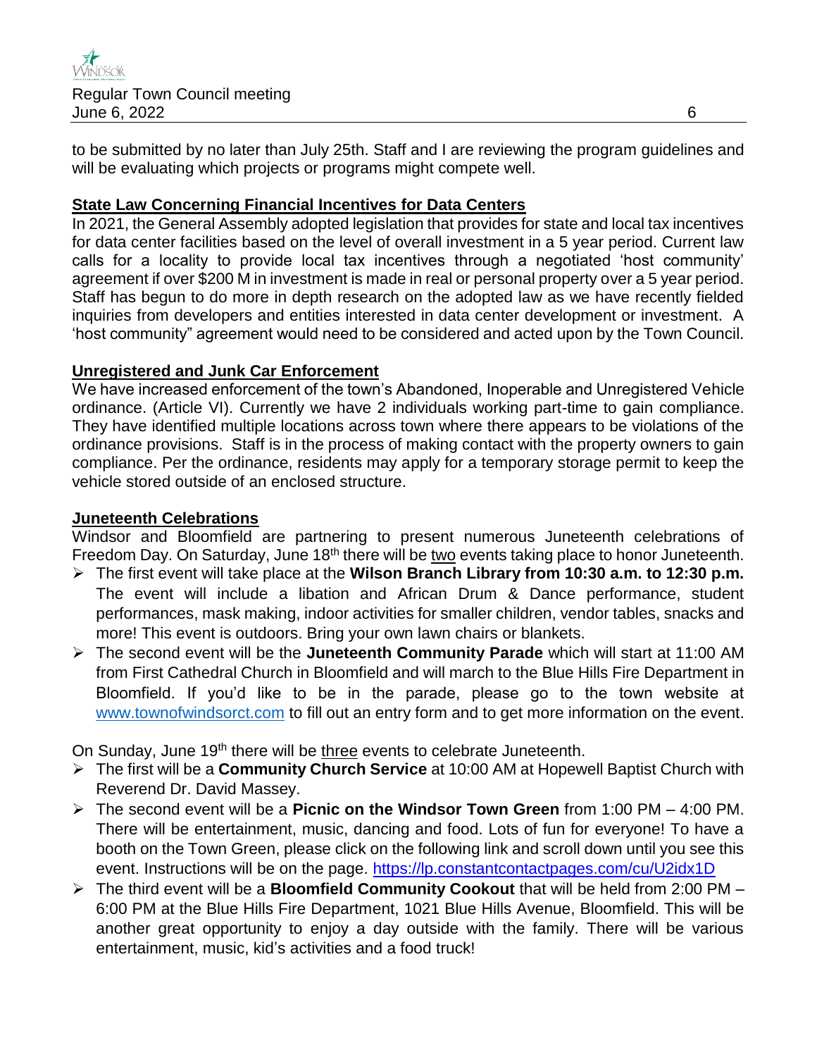to be submitted by no later than July 25th. Staff and I are reviewing the program guidelines and will be evaluating which projects or programs might compete well.

**State Law Concerning Financial Incentives for Data Centers**

In 2021, the General Assembly adopted legislation that provides for state and local tax incentives for data center facilities based on the level of overall investment in a 5 year period. Current law calls for a locality to provide local tax incentives through a negotiated 'host community' agreement if over $200 M in investment is made in real or personal property over a 5 year period. Staff has begun to do more in depth research on the adopted law as we have recently fielded inquiries from developers and entities interested in data center development or investment. A 'host community" agreement would need to be considered and acted upon by the Town Council.

**Unregistered and Junk Car Enforcement**

We have increased enforcement of the town's Abandoned, Inoperable and Unregistered Vehicle ordinance. (Article VI). Currently we have 2 individuals working part-time to gain compliance. They have identified multiple locations across town where there appears to be violations of the ordinance provisions. Staff is in the process of making contact with the property owners to gain compliance. Per the ordinance, residents may apply for a temporary storage permit to keep the vehicle stored outside of an enclosed structure.

**Juneteenth Celebrations**

Windsor and Bloomfield are partnering to present numerous Juneteenth celebrations of Freedom Day. On Saturday, June 18th there will be two events taking place to honor Juneteenth.

- The first event will take place at the **Wilson Branch Library from 10:30 a.m. to 12:30 p.m.** The event will include a libation and African Drum & Dance performance, student performances, mask making, indoor activities for smaller children, vendor tables, snacks and more! This event is outdoors. Bring your own lawn chairs or blankets.
- The second event will be the **Juneteenth Community Parade** which will start at 11:00 AM from First Cathedral Church in Bloomfield and will march to the Blue Hills Fire Department in Bloomfield. If you'd like to be in the parade, please go to the town website at www.townofwindsorct.com to fill out an entry form and to get more information on the event.

On Sunday, June 19th there will be three events to celebrate Juneteenth.

- The first will be a **Community Church Service** at 10:00 AM at Hopewell Baptist Church with Reverend Dr. David Massey.
- The second event will be a **Picnic on the Windsor Town Green** from 1:00 PM – 4:00 PM. There will be entertainment, music, dancing and food. Lots of fun for everyone! To have a booth on the Town Green, please click on the following link and scroll down until you see this event. Instructions will be on the page. https://lp.constantcontactpages.com/cu/U2idx1D
- The third event will be a **Bloomfield Community Cookout** that will be held from 2:00 PM – 6:00 PM at the Blue Hills Fire Department, 1021 Blue Hills Avenue, Bloomfield. This will be another great opportunity to enjoy a day outside with the family. There will be various entertainment, music, kid's activities and a food truck!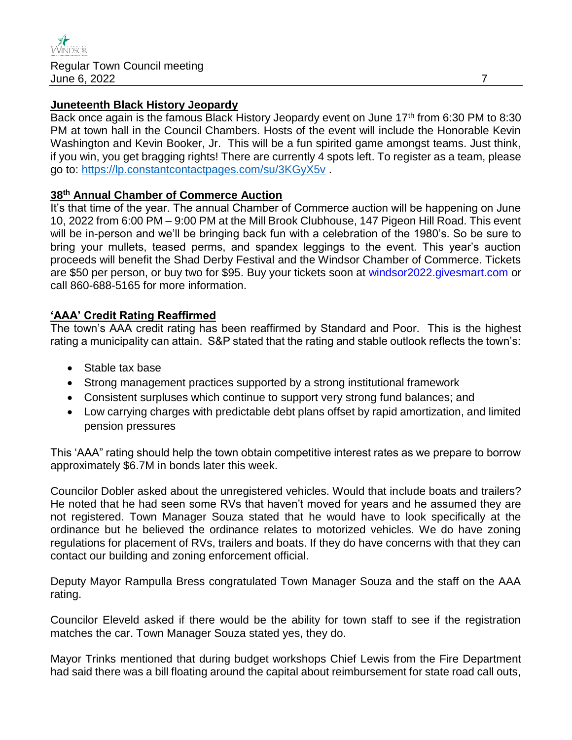**Juneteenth Black History Jeopardy**

Back once again is the famous Black History Jeopardy event on June 17th from 6:30 PM to 8:30 PM at town hall in the Council Chambers. Hosts of the event will include the Honorable Kevin Washington and Kevin Booker, Jr. This will be a fun spirited game amongst teams. Just think, if you win, you get bragging rights! There are currently 4 spots left. To register as a team, please go to: https://lp.constantcontactpages.com/su/3KGyX5v .

**38th Annual Chamber of Commerce Auction**

It's that time of the year. The annual Chamber of Commerce auction will be happening on June 10, 2022 from 6:00 PM – 9:00 PM at the Mill Brook Clubhouse, 147 Pigeon Hill Road. This event will be in-person and we'll be bringing back fun with a celebration of the 1980's. So be sure to bring your mullets, teased perms, and spandex leggings to the event. This year's auction proceeds will benefit the Shad Derby Festival and the Windsor Chamber of Commerce. Tickets are $50 per person, or buy two for $95. Buy your tickets soon at windsor2022.givesmart.com or call 860-688-5165 for more information.

**'AAA' Credit Rating Reaffirmed**

The town's AAA credit rating has been reaffirmed by Standard and Poor. This is the highest rating a municipality can attain. S&P stated that the rating and stable outlook reflects the town's:

- Stable tax base
- Strong management practices supported by a strong institutional framework
- Consistent surpluses which continue to support very strong fund balances; and
- Low carrying charges with predictable debt plans offset by rapid amortization, and limited pension pressures

This 'AAA" rating should help the town obtain competitive interest rates as we prepare to borrow approximately $6.7M in bonds later this week.

Councilor Dobler asked about the unregistered vehicles. Would that include boats and trailers? He noted that he had seen some RVs that haven't moved for years and he assumed they are not registered. Town Manager Souza stated that he would have to look specifically at the ordinance but he believed the ordinance relates to motorized vehicles. We do have zoning regulations for placement of RVs, trailers and boats. If they do have concerns with that they can contact our building and zoning enforcement official.

Deputy Mayor Rampulla Bress congratulated Town Manager Souza and the staff on the AAA rating.

Councilor Eleveld asked if there would be the ability for town staff to see if the registration matches the car. Town Manager Souza stated yes, they do.

Mayor Trinks mentioned that during budget workshops Chief Lewis from the Fire Department had said there was a bill floating around the capital about reimbursement for state road call outs,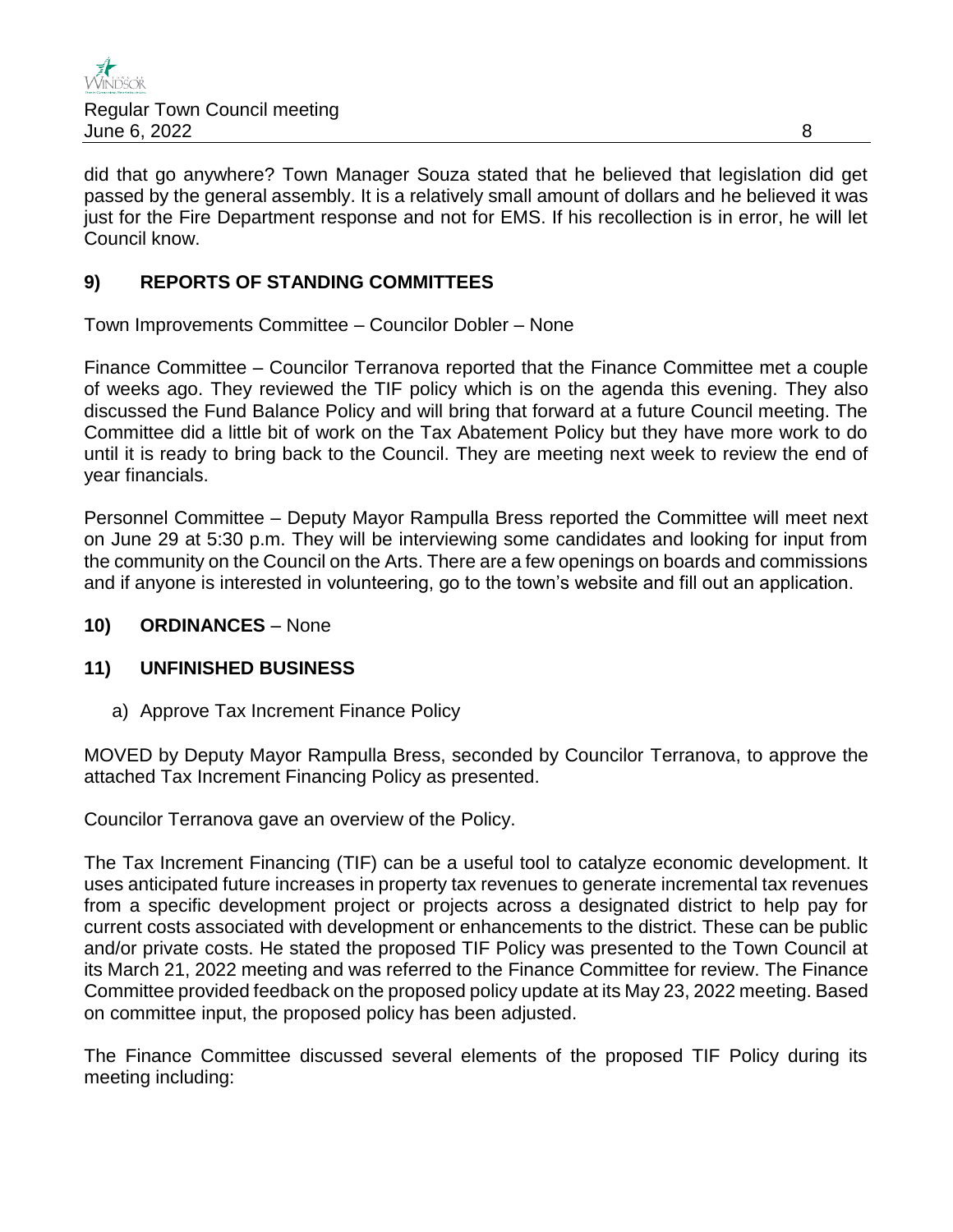did that go anywhere? Town Manager Souza stated that he believed that legislation did get passed by the general assembly. It is a relatively small amount of dollars and he believed it was just for the Fire Department response and not for EMS. If his recollection is in error, he will let Council know.

## 9) REPORTS OF STANDING COMMITTEES

Town Improvements Committee – Councilor Dobler – None

Finance Committee – Councilor Terranova reported that the Finance Committee met a couple of weeks ago. They reviewed the TIF policy which is on the agenda this evening. They also discussed the Fund Balance Policy and will bring that forward at a future Council meeting. The Committee did a little bit of work on the Tax Abatement Policy but they have more work to do until it is ready to bring back to the Council. They are meeting next week to review the end of year financials.

Personnel Committee – Deputy Mayor Rampulla Bress reported the Committee will meet next on June 29 at 5:30 p.m. They will be interviewing some candidates and looking for input from the community on the Council on the Arts. There are a few openings on boards and commissions and if anyone is interested in volunteering, go to the town's website and fill out an application.

## 10) ORDINANCES – None

## 11) UNFINISHED BUSINESS

a) Approve Tax Increment Finance Policy

MOVED by Deputy Mayor Rampulla Bress, seconded by Councilor Terranova, to approve the attached Tax Increment Financing Policy as presented.

Councilor Terranova gave an overview of the Policy.

The Tax Increment Financing (TIF) can be a useful tool to catalyze economic development. It uses anticipated future increases in property tax revenues to generate incremental tax revenues from a specific development project or projects across a designated district to help pay for current costs associated with development or enhancements to the district. These can be public and/or private costs. He stated the proposed TIF Policy was presented to the Town Council at its March 21, 2022 meeting and was referred to the Finance Committee for review. The Finance Committee provided feedback on the proposed policy update at its May 23, 2022 meeting. Based on committee input, the proposed policy has been adjusted.

The Finance Committee discussed several elements of the proposed TIF Policy during its meeting including: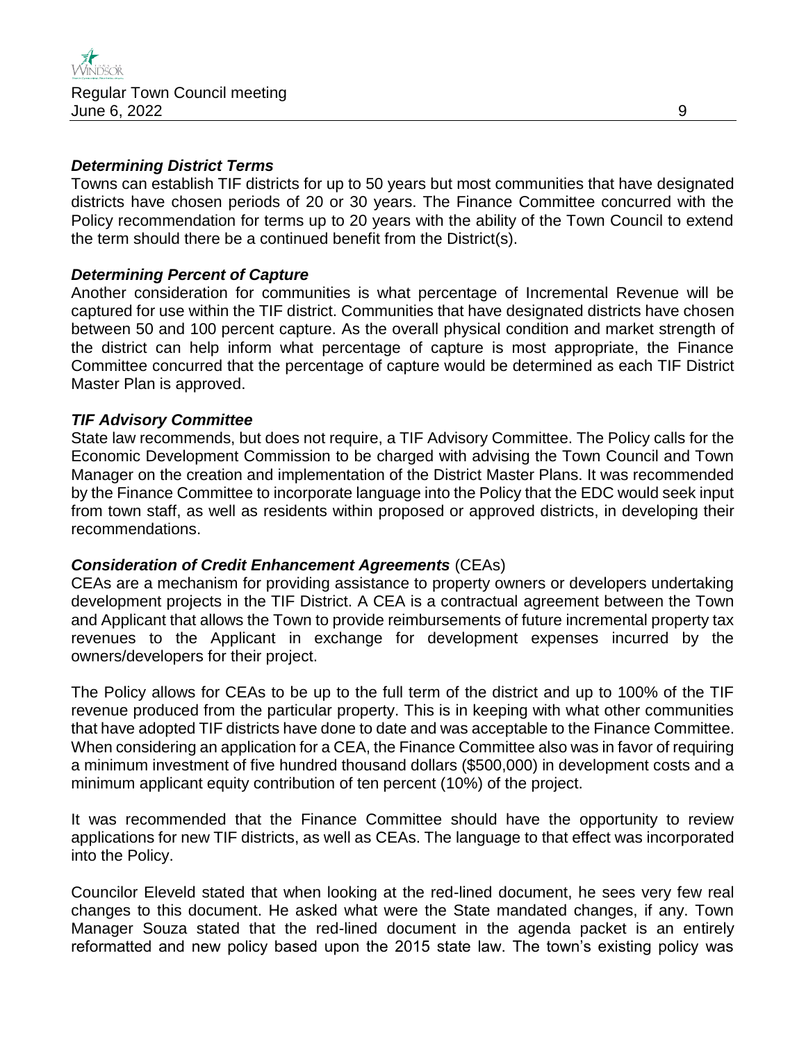### *Determining District Terms*

Towns can establish TIF districts for up to 50 years but most communities that have designated districts have chosen periods of 20 or 30 years. The Finance Committee concurred with the Policy recommendation for terms up to 20 years with the ability of the Town Council to extend the term should there be a continued benefit from the District(s).

### *Determining Percent of Capture*

Another consideration for communities is what percentage of Incremental Revenue will be captured for use within the TIF district. Communities that have designated districts have chosen between 50 and 100 percent capture. As the overall physical condition and market strength of the district can help inform what percentage of capture is most appropriate, the Finance Committee concurred that the percentage of capture would be determined as each TIF District Master Plan is approved.

### *TIF Advisory Committee*

State law recommends, but does not require, a TIF Advisory Committee. The Policy calls for the Economic Development Commission to be charged with advising the Town Council and Town Manager on the creation and implementation of the District Master Plans. It was recommended by the Finance Committee to incorporate language into the Policy that the EDC would seek input from town staff, as well as residents within proposed or approved districts, in developing their recommendations.

### *Consideration of Credit Enhancement Agreements* (CEAs)

CEAs are a mechanism for providing assistance to property owners or developers undertaking development projects in the TIF District. A CEA is a contractual agreement between the Town and Applicant that allows the Town to provide reimbursements of future incremental property tax revenues to the Applicant in exchange for development expenses incurred by the owners/developers for their project.

The Policy allows for CEAs to be up to the full term of the district and up to 100% of the TIF revenue produced from the particular property. This is in keeping with what other communities that have adopted TIF districts have done to date and was acceptable to the Finance Committee. When considering an application for a CEA, the Finance Committee also was in favor of requiring a minimum investment of five hundred thousand dollars ($500,000) in development costs and a minimum applicant equity contribution of ten percent (10%) of the project.

It was recommended that the Finance Committee should have the opportunity to review applications for new TIF districts, as well as CEAs. The language to that effect was incorporated into the Policy.

Councilor Eleveld stated that when looking at the red-lined document, he sees very few real changes to this document. He asked what were the State mandated changes, if any. Town Manager Souza stated that the red-lined document in the agenda packet is an entirely reformatted and new policy based upon the 2015 state law. The town's existing policy was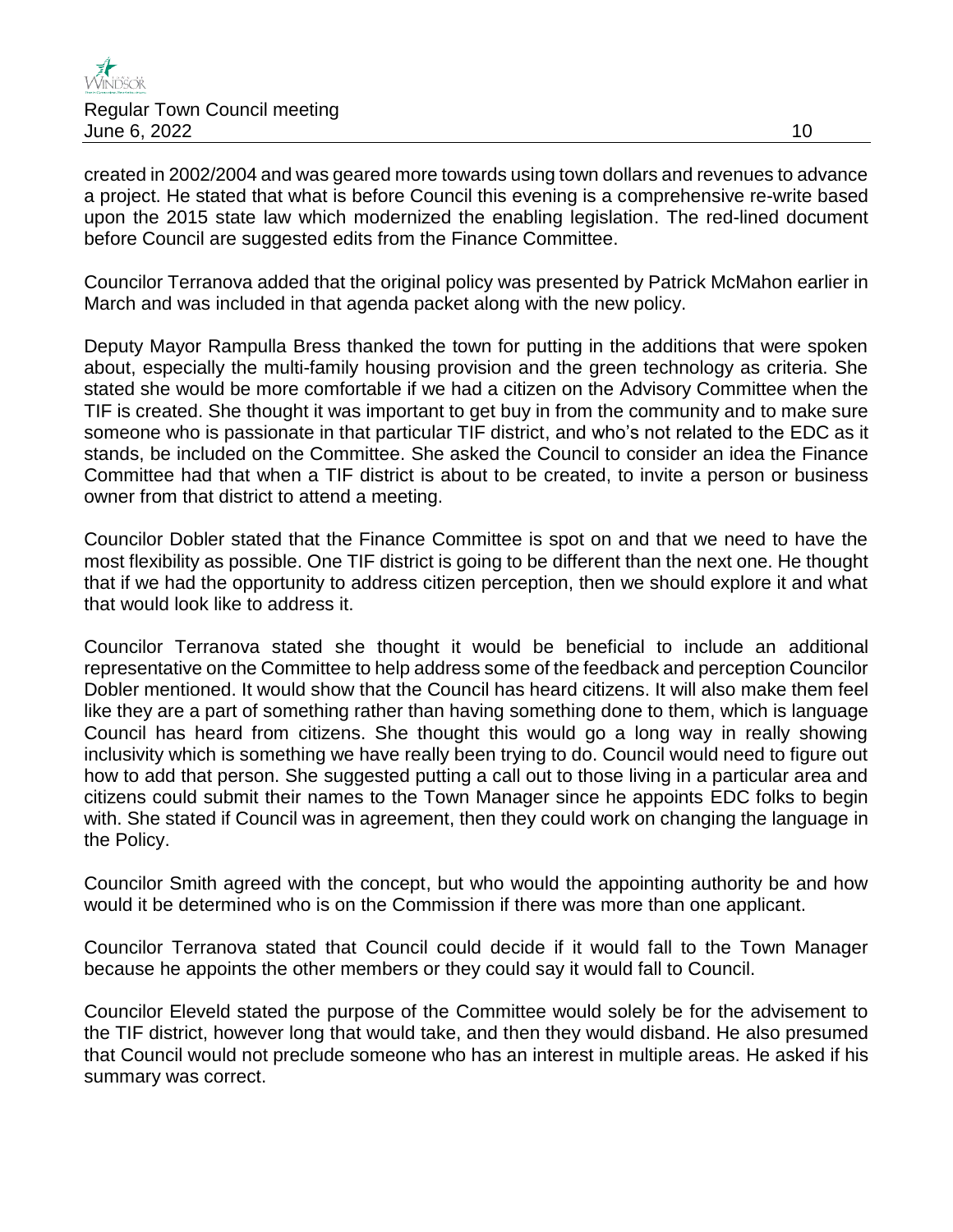created in 2002/2004 and was geared more towards using town dollars and revenues to advance a project. He stated that what is before Council this evening is a comprehensive re-write based upon the 2015 state law which modernized the enabling legislation. The red-lined document before Council are suggested edits from the Finance Committee.

Councilor Terranova added that the original policy was presented by Patrick McMahon earlier in March and was included in that agenda packet along with the new policy.

Deputy Mayor Rampulla Bress thanked the town for putting in the additions that were spoken about, especially the multi-family housing provision and the green technology as criteria. She stated she would be more comfortable if we had a citizen on the Advisory Committee when the TIF is created. She thought it was important to get buy in from the community and to make sure someone who is passionate in that particular TIF district, and who's not related to the EDC as it stands, be included on the Committee. She asked the Council to consider an idea the Finance Committee had that when a TIF district is about to be created, to invite a person or business owner from that district to attend a meeting.

Councilor Dobler stated that the Finance Committee is spot on and that we need to have the most flexibility as possible. One TIF district is going to be different than the next one. He thought that if we had the opportunity to address citizen perception, then we should explore it and what that would look like to address it.

Councilor Terranova stated she thought it would be beneficial to include an additional representative on the Committee to help address some of the feedback and perception Councilor Dobler mentioned. It would show that the Council has heard citizens. It will also make them feel like they are a part of something rather than having something done to them, which is language Council has heard from citizens. She thought this would go a long way in really showing inclusivity which is something we have really been trying to do. Council would need to figure out how to add that person. She suggested putting a call out to those living in a particular area and citizens could submit their names to the Town Manager since he appoints EDC folks to begin with. She stated if Council was in agreement, then they could work on changing the language in the Policy.

Councilor Smith agreed with the concept, but who would the appointing authority be and how would it be determined who is on the Commission if there was more than one applicant.

Councilor Terranova stated that Council could decide if it would fall to the Town Manager because he appoints the other members or they could say it would fall to Council.

Councilor Eleveld stated the purpose of the Committee would solely be for the advisement to the TIF district, however long that would take, and then they would disband. He also presumed that Council would not preclude someone who has an interest in multiple areas. He asked if his summary was correct.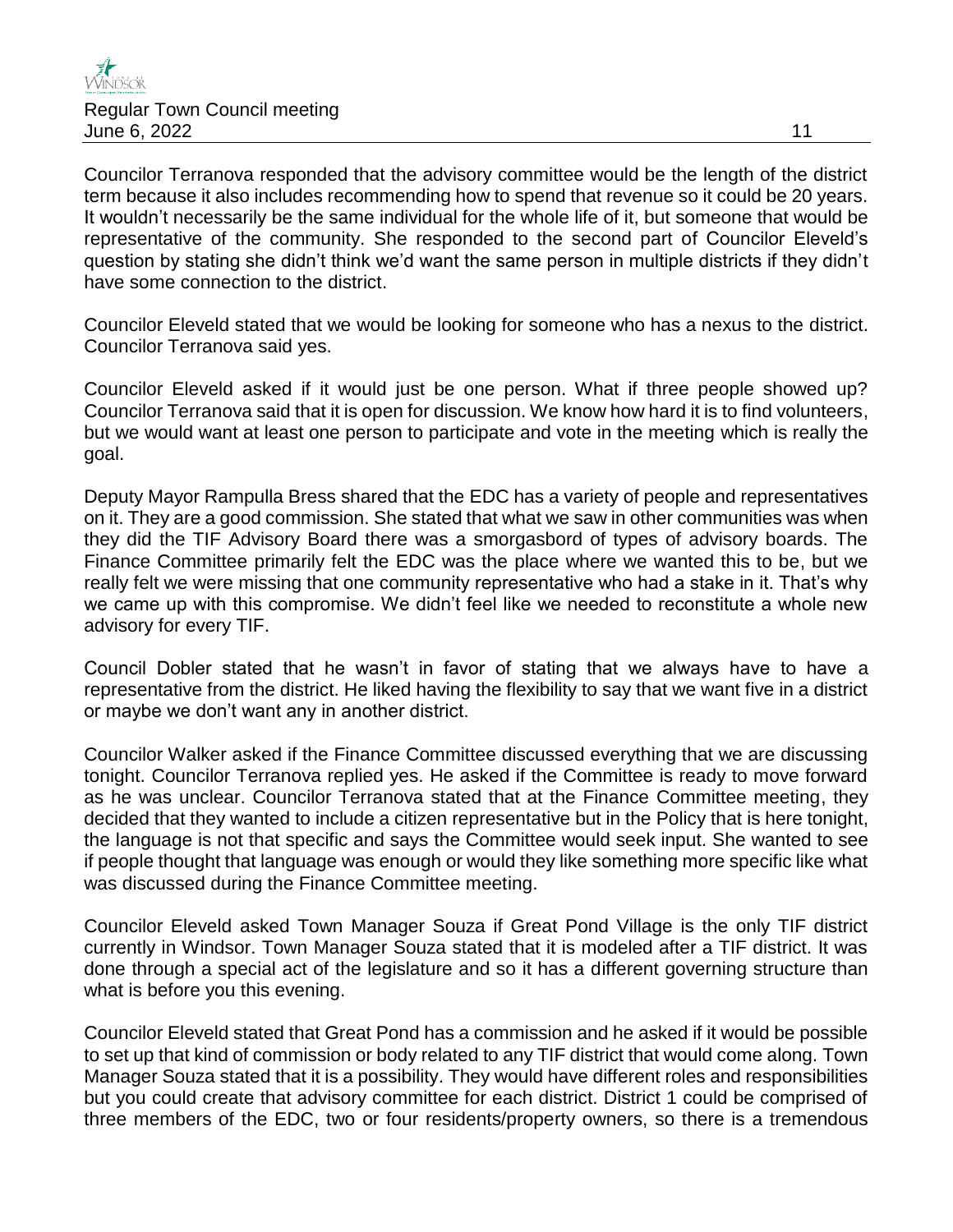Councilor Terranova responded that the advisory committee would be the length of the district term because it also includes recommending how to spend that revenue so it could be 20 years. It wouldn't necessarily be the same individual for the whole life of it, but someone that would be representative of the community. She responded to the second part of Councilor Eleveld's question by stating she didn't think we'd want the same person in multiple districts if they didn't have some connection to the district.

Councilor Eleveld stated that we would be looking for someone who has a nexus to the district. Councilor Terranova said yes.

Councilor Eleveld asked if it would just be one person. What if three people showed up? Councilor Terranova said that it is open for discussion. We know how hard it is to find volunteers, but we would want at least one person to participate and vote in the meeting which is really the goal.

Deputy Mayor Rampulla Bress shared that the EDC has a variety of people and representatives on it. They are a good commission. She stated that what we saw in other communities was when they did the TIF Advisory Board there was a smorgasbord of types of advisory boards. The Finance Committee primarily felt the EDC was the place where we wanted this to be, but we really felt we were missing that one community representative who had a stake in it. That's why we came up with this compromise. We didn't feel like we needed to reconstitute a whole new advisory for every TIF.

Council Dobler stated that he wasn't in favor of stating that we always have to have a representative from the district. He liked having the flexibility to say that we want five in a district or maybe we don't want any in another district.

Councilor Walker asked if the Finance Committee discussed everything that we are discussing tonight. Councilor Terranova replied yes. He asked if the Committee is ready to move forward as he was unclear. Councilor Terranova stated that at the Finance Committee meeting, they decided that they wanted to include a citizen representative but in the Policy that is here tonight, the language is not that specific and says the Committee would seek input. She wanted to see if people thought that language was enough or would they like something more specific like what was discussed during the Finance Committee meeting.

Councilor Eleveld asked Town Manager Souza if Great Pond Village is the only TIF district currently in Windsor. Town Manager Souza stated that it is modeled after a TIF district. It was done through a special act of the legislature and so it has a different governing structure than what is before you this evening.

Councilor Eleveld stated that Great Pond has a commission and he asked if it would be possible to set up that kind of commission or body related to any TIF district that would come along. Town Manager Souza stated that it is a possibility. They would have different roles and responsibilities but you could create that advisory committee for each district. District 1 could be comprised of three members of the EDC, two or four residents/property owners, so there is a tremendous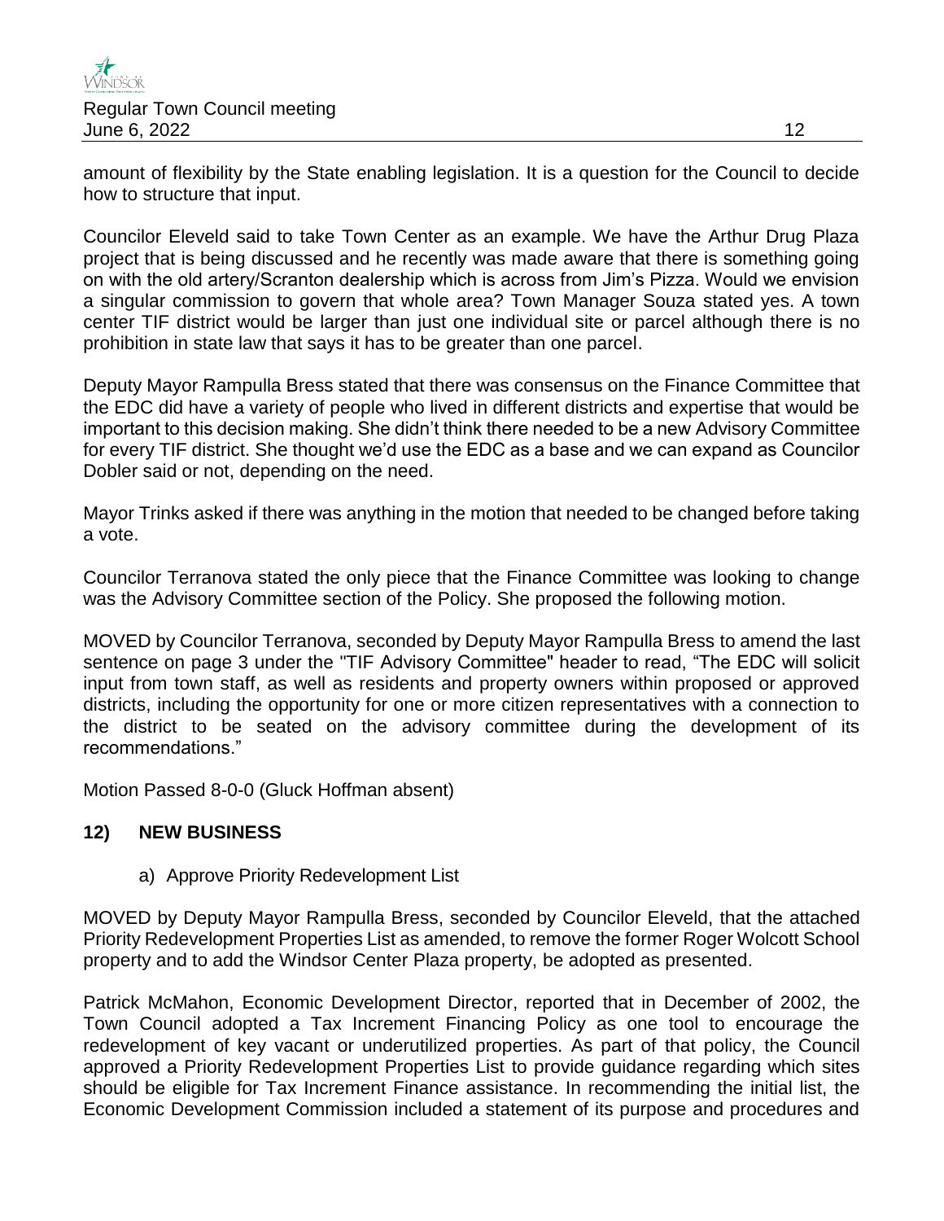amount of flexibility by the State enabling legislation. It is a question for the Council to decide how to structure that input.

Councilor Eleveld said to take Town Center as an example. We have the Arthur Drug Plaza project that is being discussed and he recently was made aware that there is something going on with the old artery/Scranton dealership which is across from Jim's Pizza. Would we envision a singular commission to govern that whole area? Town Manager Souza stated yes. A town center TIF district would be larger than just one individual site or parcel although there is no prohibition in state law that says it has to be greater than one parcel.

Deputy Mayor Rampulla Bress stated that there was consensus on the Finance Committee that the EDC did have a variety of people who lived in different districts and expertise that would be important to this decision making. She didn't think there needed to be a new Advisory Committee for every TIF district. She thought we'd use the EDC as a base and we can expand as Councilor Dobler said or not, depending on the need.

Mayor Trinks asked if there was anything in the motion that needed to be changed before taking a vote.

Councilor Terranova stated the only piece that the Finance Committee was looking to change was the Advisory Committee section of the Policy. She proposed the following motion.

MOVED by Councilor Terranova, seconded by Deputy Mayor Rampulla Bress to amend the last sentence on page 3 under the "TIF Advisory Committee" header to read, "The EDC will solicit input from town staff, as well as residents and property owners within proposed or approved districts, including the opportunity for one or more citizen representatives with a connection to the district to be seated on the advisory committee during the development of its recommendations."

Motion Passed 8-0-0 (Gluck Hoffman absent)

## 12) NEW BUSINESS

a) Approve Priority Redevelopment List

MOVED by Deputy Mayor Rampulla Bress, seconded by Councilor Eleveld, that the attached Priority Redevelopment Properties List as amended, to remove the former Roger Wolcott School property and to add the Windsor Center Plaza property, be adopted as presented.

Patrick McMahon, Economic Development Director, reported that in December of 2002, the Town Council adopted a Tax Increment Financing Policy as one tool to encourage the redevelopment of key vacant or underutilized properties. As part of that policy, the Council approved a Priority Redevelopment Properties List to provide guidance regarding which sites should be eligible for Tax Increment Finance assistance. In recommending the initial list, the Economic Development Commission included a statement of its purpose and procedures and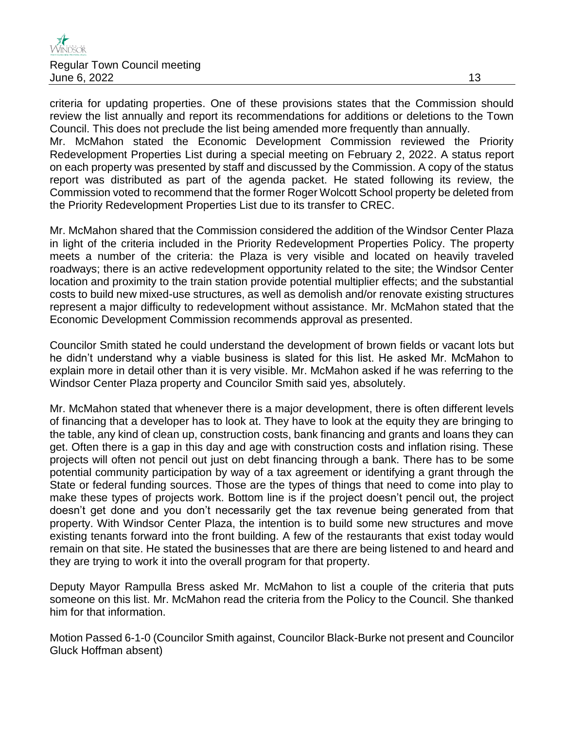criteria for updating properties. One of these provisions states that the Commission should review the list annually and report its recommendations for additions or deletions to the Town Council. This does not preclude the list being amended more frequently than annually.
Mr. McMahon stated the Economic Development Commission reviewed the Priority Redevelopment Properties List during a special meeting on February 2, 2022. A status report on each property was presented by staff and discussed by the Commission. A copy of the status report was distributed as part of the agenda packet. He stated following its review, the Commission voted to recommend that the former Roger Wolcott School property be deleted from the Priority Redevelopment Properties List due to its transfer to CREC.

Mr. McMahon shared that the Commission considered the addition of the Windsor Center Plaza in light of the criteria included in the Priority Redevelopment Properties Policy. The property meets a number of the criteria: the Plaza is very visible and located on heavily traveled roadways; there is an active redevelopment opportunity related to the site; the Windsor Center location and proximity to the train station provide potential multiplier effects; and the substantial costs to build new mixed-use structures, as well as demolish and/or renovate existing structures represent a major difficulty to redevelopment without assistance. Mr. McMahon stated that the Economic Development Commission recommends approval as presented.

Councilor Smith stated he could understand the development of brown fields or vacant lots but he didn't understand why a viable business is slated for this list. He asked Mr. McMahon to explain more in detail other than it is very visible. Mr. McMahon asked if he was referring to the Windsor Center Plaza property and Councilor Smith said yes, absolutely.

Mr. McMahon stated that whenever there is a major development, there is often different levels of financing that a developer has to look at. They have to look at the equity they are bringing to the table, any kind of clean up, construction costs, bank financing and grants and loans they can get. Often there is a gap in this day and age with construction costs and inflation rising. These projects will often not pencil out just on debt financing through a bank. There has to be some potential community participation by way of a tax agreement or identifying a grant through the State or federal funding sources. Those are the types of things that need to come into play to make these types of projects work. Bottom line is if the project doesn't pencil out, the project doesn't get done and you don't necessarily get the tax revenue being generated from that property. With Windsor Center Plaza, the intention is to build some new structures and move existing tenants forward into the front building. A few of the restaurants that exist today would remain on that site. He stated the businesses that are there are being listened to and heard and they are trying to work it into the overall program for that property.

Deputy Mayor Rampulla Bress asked Mr. McMahon to list a couple of the criteria that puts someone on this list. Mr. McMahon read the criteria from the Policy to the Council. She thanked him for that information.

Motion Passed 6-1-0 (Councilor Smith against, Councilor Black-Burke not present and Councilor Gluck Hoffman absent)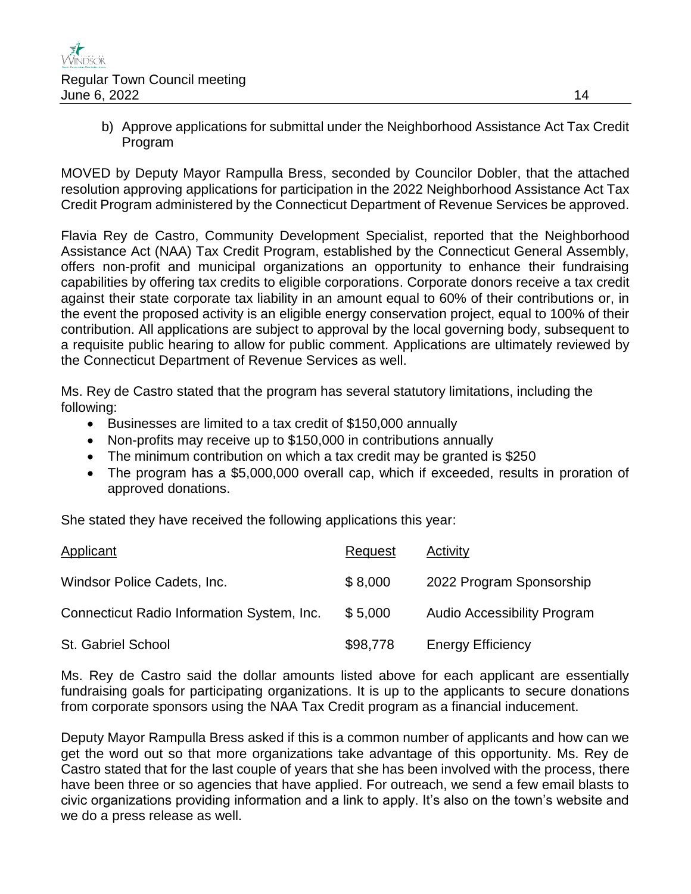b) Approve applications for submittal under the Neighborhood Assistance Act Tax Credit Program

MOVED by Deputy Mayor Rampulla Bress, seconded by Councilor Dobler, that the attached resolution approving applications for participation in the 2022 Neighborhood Assistance Act Tax Credit Program administered by the Connecticut Department of Revenue Services be approved.

Flavia Rey de Castro, Community Development Specialist, reported that the Neighborhood Assistance Act (NAA) Tax Credit Program, established by the Connecticut General Assembly, offers non-profit and municipal organizations an opportunity to enhance their fundraising capabilities by offering tax credits to eligible corporations. Corporate donors receive a tax credit against their state corporate tax liability in an amount equal to 60% of their contributions or, in the event the proposed activity is an eligible energy conservation project, equal to 100% of their contribution. All applications are subject to approval by the local governing body, subsequent to a requisite public hearing to allow for public comment. Applications are ultimately reviewed by the Connecticut Department of Revenue Services as well.

Ms. Rey de Castro stated that the program has several statutory limitations, including the following:

- Businesses are limited to a tax credit of $150,000 annually
- Non-profits may receive up to $150,000 in contributions annually
- The minimum contribution on which a tax credit may be granted is $250
- The program has a $5,000,000 overall cap, which if exceeded, results in proration of approved donations.

She stated they have received the following applications this year:

| Applicant | Request | Activity |
|---|---|---|
| Windsor Police Cadets, Inc. | $ 8,000 | 2022 Program Sponsorship |
| Connecticut Radio Information System, Inc. | $ 5,000 | Audio Accessibility Program |
| St. Gabriel School | $98,778 | Energy Efficiency |

Ms. Rey de Castro said the dollar amounts listed above for each applicant are essentially fundraising goals for participating organizations. It is up to the applicants to secure donations from corporate sponsors using the NAA Tax Credit program as a financial inducement.

Deputy Mayor Rampulla Bress asked if this is a common number of applicants and how can we get the word out so that more organizations take advantage of this opportunity. Ms. Rey de Castro stated that for the last couple of years that she has been involved with the process, there have been three or so agencies that have applied. For outreach, we send a few email blasts to civic organizations providing information and a link to apply. It's also on the town's website and we do a press release as well.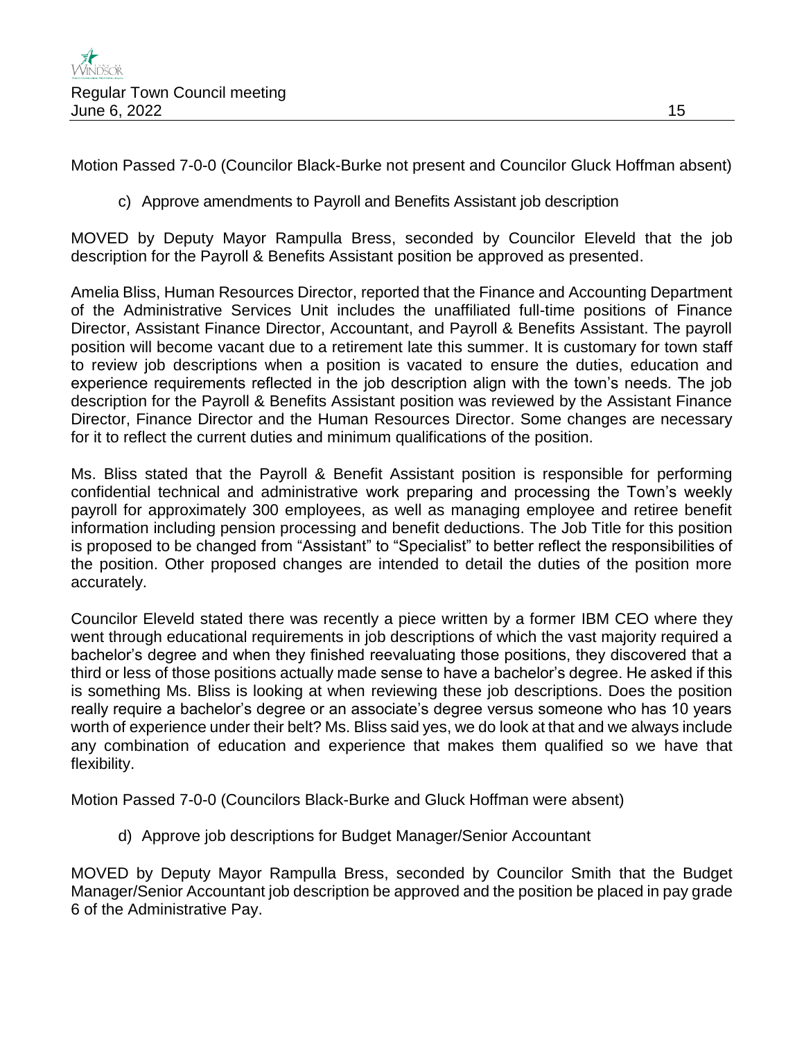Motion Passed 7-0-0 (Councilor Black-Burke not present and Councilor Gluck Hoffman absent)

c) Approve amendments to Payroll and Benefits Assistant job description

MOVED by Deputy Mayor Rampulla Bress, seconded by Councilor Eleveld that the job description for the Payroll & Benefits Assistant position be approved as presented.

Amelia Bliss, Human Resources Director, reported that the Finance and Accounting Department of the Administrative Services Unit includes the unaffiliated full-time positions of Finance Director, Assistant Finance Director, Accountant, and Payroll & Benefits Assistant. The payroll position will become vacant due to a retirement late this summer. It is customary for town staff to review job descriptions when a position is vacated to ensure the duties, education and experience requirements reflected in the job description align with the town's needs. The job description for the Payroll & Benefits Assistant position was reviewed by the Assistant Finance Director, Finance Director and the Human Resources Director. Some changes are necessary for it to reflect the current duties and minimum qualifications of the position.

Ms. Bliss stated that the Payroll & Benefit Assistant position is responsible for performing confidential technical and administrative work preparing and processing the Town's weekly payroll for approximately 300 employees, as well as managing employee and retiree benefit information including pension processing and benefit deductions. The Job Title for this position is proposed to be changed from "Assistant" to "Specialist" to better reflect the responsibilities of the position. Other proposed changes are intended to detail the duties of the position more accurately.

Councilor Eleveld stated there was recently a piece written by a former IBM CEO where they went through educational requirements in job descriptions of which the vast majority required a bachelor's degree and when they finished reevaluating those positions, they discovered that a third or less of those positions actually made sense to have a bachelor's degree. He asked if this is something Ms. Bliss is looking at when reviewing these job descriptions. Does the position really require a bachelor's degree or an associate's degree versus someone who has 10 years worth of experience under their belt? Ms. Bliss said yes, we do look at that and we always include any combination of education and experience that makes them qualified so we have that flexibility.

Motion Passed 7-0-0 (Councilors Black-Burke and Gluck Hoffman were absent)

d) Approve job descriptions for Budget Manager/Senior Accountant

MOVED by Deputy Mayor Rampulla Bress, seconded by Councilor Smith that the Budget Manager/Senior Accountant job description be approved and the position be placed in pay grade 6 of the Administrative Pay.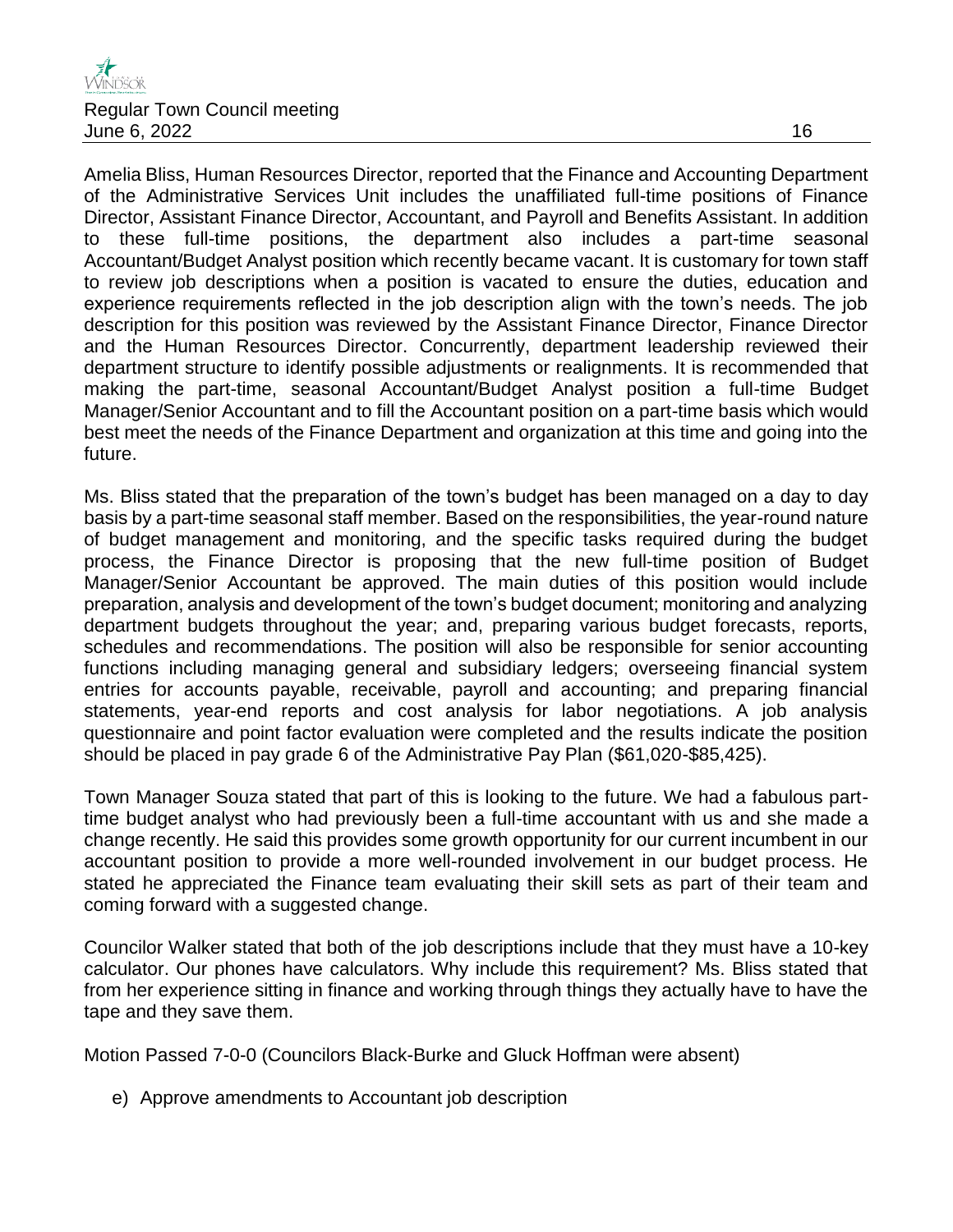Amelia Bliss, Human Resources Director, reported that the Finance and Accounting Department of the Administrative Services Unit includes the unaffiliated full-time positions of Finance Director, Assistant Finance Director, Accountant, and Payroll and Benefits Assistant. In addition to these full-time positions, the department also includes a part-time seasonal Accountant/Budget Analyst position which recently became vacant. It is customary for town staff to review job descriptions when a position is vacated to ensure the duties, education and experience requirements reflected in the job description align with the town's needs. The job description for this position was reviewed by the Assistant Finance Director, Finance Director and the Human Resources Director. Concurrently, department leadership reviewed their department structure to identify possible adjustments or realignments. It is recommended that making the part-time, seasonal Accountant/Budget Analyst position a full-time Budget Manager/Senior Accountant and to fill the Accountant position on a part-time basis which would best meet the needs of the Finance Department and organization at this time and going into the future.

Ms. Bliss stated that the preparation of the town's budget has been managed on a day to day basis by a part-time seasonal staff member. Based on the responsibilities, the year-round nature of budget management and monitoring, and the specific tasks required during the budget process, the Finance Director is proposing that the new full-time position of Budget Manager/Senior Accountant be approved. The main duties of this position would include preparation, analysis and development of the town's budget document; monitoring and analyzing department budgets throughout the year; and, preparing various budget forecasts, reports, schedules and recommendations. The position will also be responsible for senior accounting functions including managing general and subsidiary ledgers; overseeing financial system entries for accounts payable, receivable, payroll and accounting; and preparing financial statements, year-end reports and cost analysis for labor negotiations. A job analysis questionnaire and point factor evaluation were completed and the results indicate the position should be placed in pay grade 6 of the Administrative Pay Plan ($61,020-$85,425).

Town Manager Souza stated that part of this is looking to the future. We had a fabulous part-time budget analyst who had previously been a full-time accountant with us and she made a change recently. He said this provides some growth opportunity for our current incumbent in our accountant position to provide a more well-rounded involvement in our budget process. He stated he appreciated the Finance team evaluating their skill sets as part of their team and coming forward with a suggested change.

Councilor Walker stated that both of the job descriptions include that they must have a 10-key calculator. Our phones have calculators. Why include this requirement? Ms. Bliss stated that from her experience sitting in finance and working through things they actually have to have the tape and they save them.

Motion Passed 7-0-0 (Councilors Black-Burke and Gluck Hoffman were absent)

e) Approve amendments to Accountant job description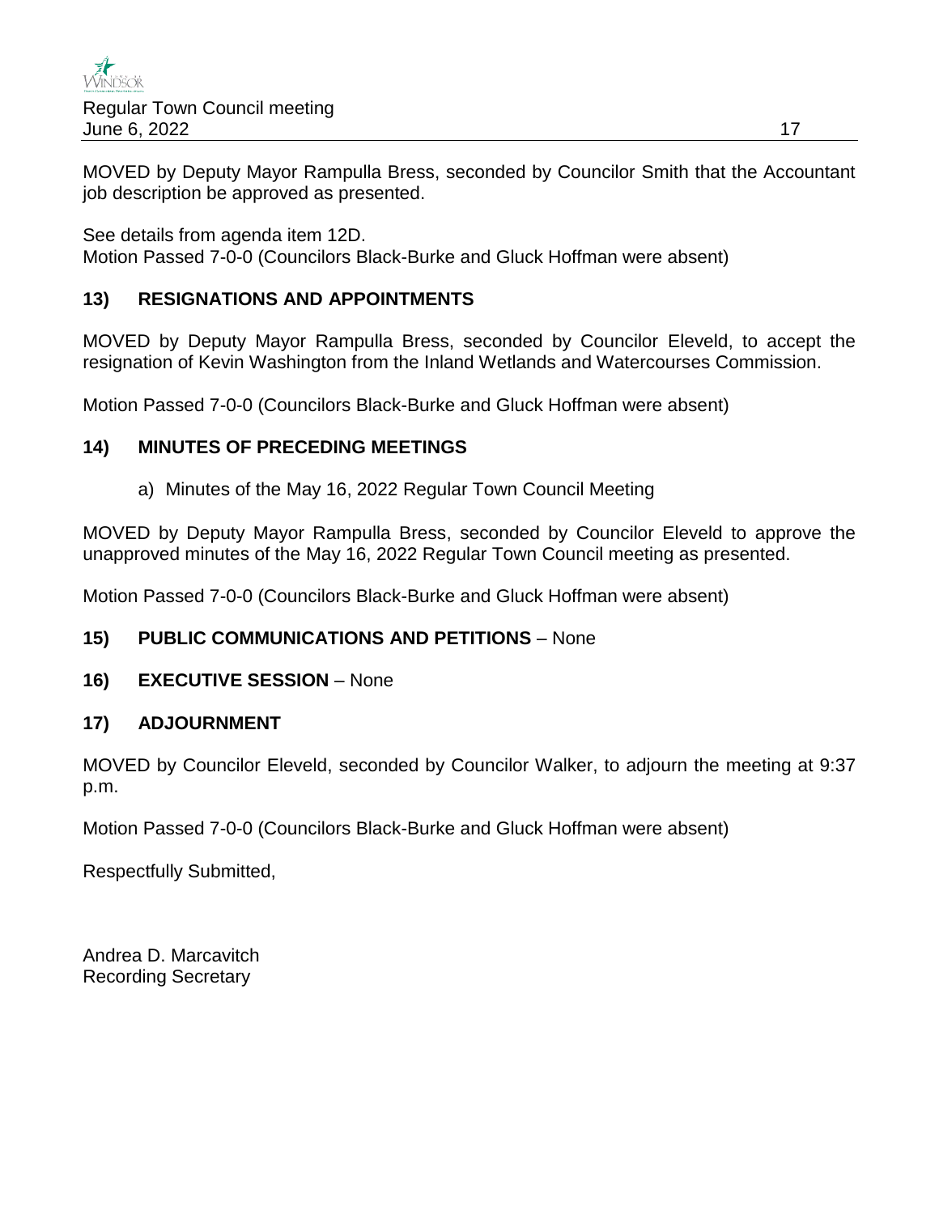MOVED by Deputy Mayor Rampulla Bress, seconded by Councilor Smith that the Accountant job description be approved as presented.

See details from agenda item 12D.
Motion Passed 7-0-0 (Councilors Black-Burke and Gluck Hoffman were absent)

## 13) RESIGNATIONS AND APPOINTMENTS

MOVED by Deputy Mayor Rampulla Bress, seconded by Councilor Eleveld, to accept the resignation of Kevin Washington from the Inland Wetlands and Watercourses Commission.

Motion Passed 7-0-0 (Councilors Black-Burke and Gluck Hoffman were absent)

## 14) MINUTES OF PRECEDING MEETINGS

a) Minutes of the May 16, 2022 Regular Town Council Meeting

MOVED by Deputy Mayor Rampulla Bress, seconded by Councilor Eleveld to approve the unapproved minutes of the May 16, 2022 Regular Town Council meeting as presented.

Motion Passed 7-0-0 (Councilors Black-Burke and Gluck Hoffman were absent)

## 15) PUBLIC COMMUNICATIONS AND PETITIONS – None

## 16) EXECUTIVE SESSION – None

## 17) ADJOURNMENT

MOVED by Councilor Eleveld, seconded by Councilor Walker, to adjourn the meeting at 9:37 p.m.

Motion Passed 7-0-0 (Councilors Black-Burke and Gluck Hoffman were absent)

Respectfully Submitted,

Andrea D. Marcavitch
Recording Secretary